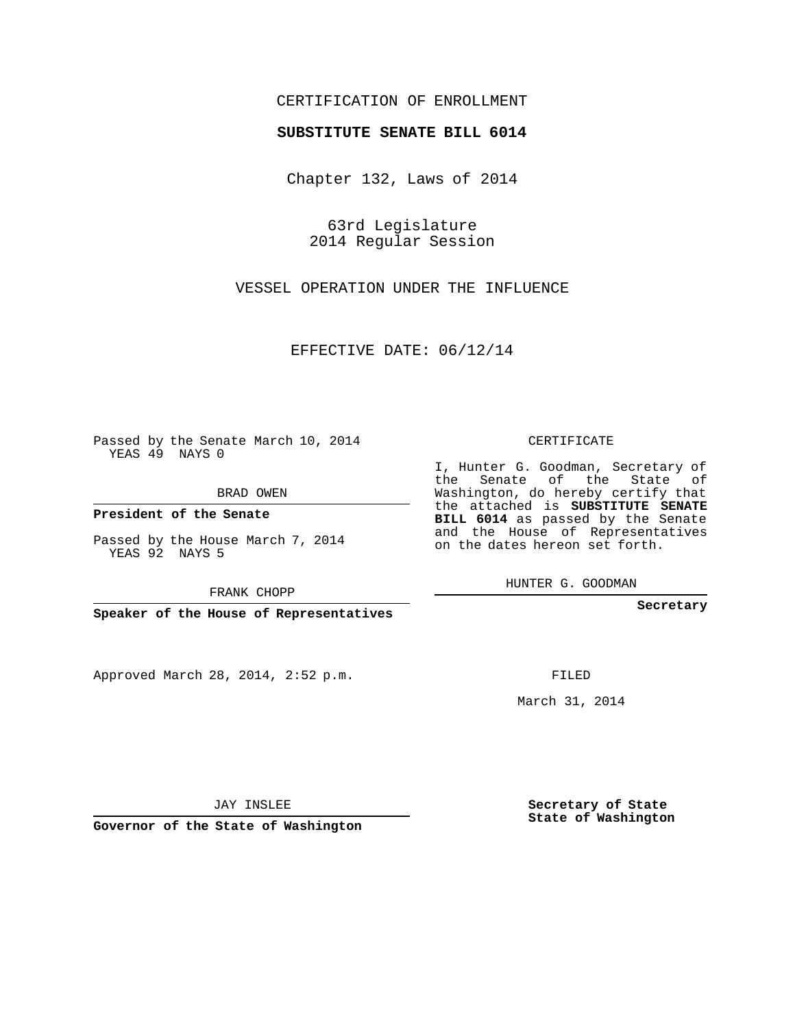CERTIFICATION OF ENROLLMENT

**SUBSTITUTE SENATE BILL 6014**

Chapter 132, Laws of 2014

63rd Legislature
2014 Regular Session

VESSEL OPERATION UNDER THE INFLUENCE

EFFECTIVE DATE: 06/12/14

Passed by the Senate March 10, 2014
YEAS 49 NAYS 0

BRAD OWEN

**President of the Senate**

Passed by the House March 7, 2014
YEAS 92 NAYS 5

FRANK CHOPP

**Speaker of the House of Representatives**

CERTIFICATE

I, Hunter G. Goodman, Secretary of the Senate of the State of Washington, do hereby certify that the attached is **SUBSTITUTE SENATE BILL 6014** as passed by the Senate and the House of Representatives on the dates hereon set forth.

HUNTER G. GOODMAN

**Secretary**

Approved March 28, 2014, 2:52 p.m.

FILED

March 31, 2014

JAY INSLEE

**Governor of the State of Washington**

**Secretary of State**
**State of Washington**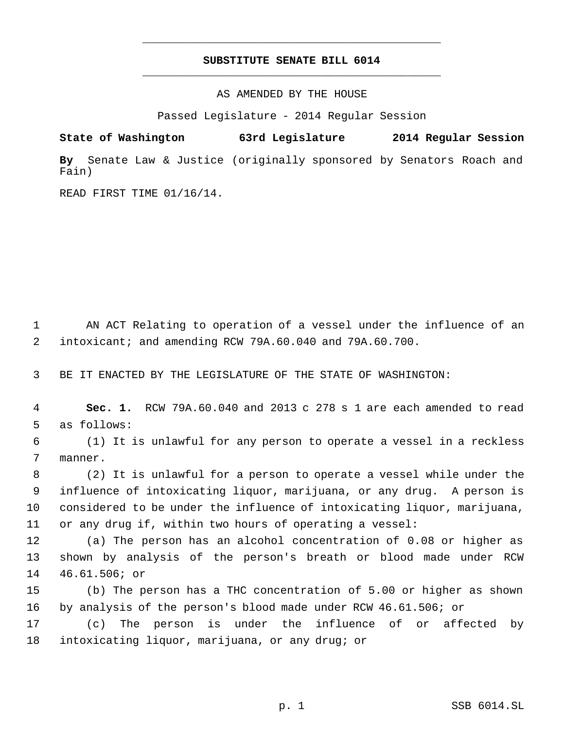# SUBSTITUTE SENATE BILL 6014

AS AMENDED BY THE HOUSE

Passed Legislature - 2014 Regular Session

**State of Washington 63rd Legislature 2014 Regular Session**

**By** Senate Law & Justice (originally sponsored by Senators Roach and Fain)

READ FIRST TIME 01/16/14.

AN ACT Relating to operation of a vessel under the influence of an intoxicant; and amending RCW 79A.60.040 and 79A.60.700.

BE IT ENACTED BY THE LEGISLATURE OF THE STATE OF WASHINGTON:

**Sec. 1.** RCW 79A.60.040 and 2013 c 278 s 1 are each amended to read as follows:

(1) It is unlawful for any person to operate a vessel in a reckless manner.

(2) It is unlawful for a person to operate a vessel while under the influence of intoxicating liquor, marijuana, or any drug. A person is considered to be under the influence of intoxicating liquor, marijuana, or any drug if, within two hours of operating a vessel:

(a) The person has an alcohol concentration of 0.08 or higher as shown by analysis of the person's breath or blood made under RCW 46.61.506; or

(b) The person has a THC concentration of 5.00 or higher as shown by analysis of the person's blood made under RCW 46.61.506; or

(c) The person is under the influence of or affected by intoxicating liquor, marijuana, or any drug; or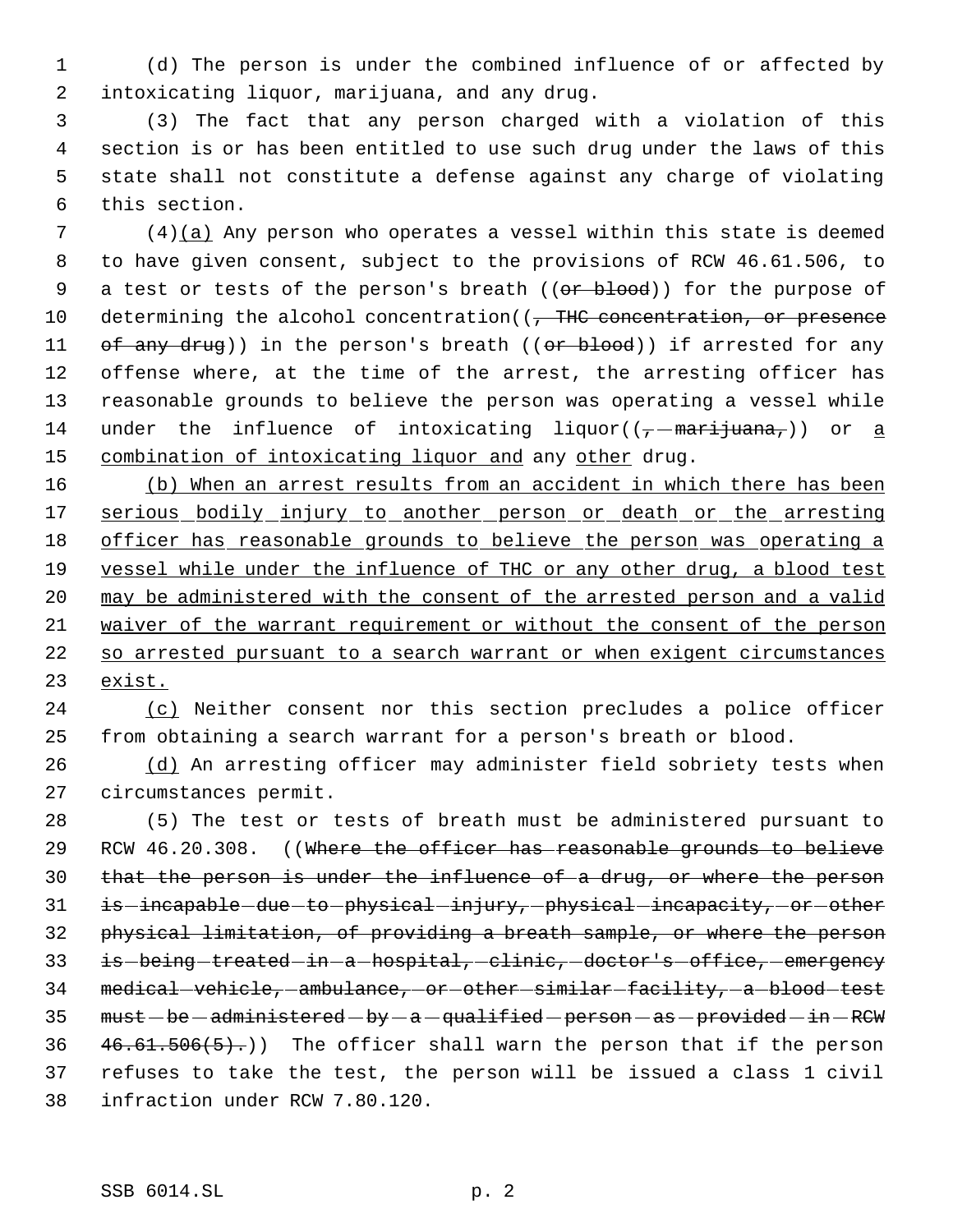(d) The person is under the combined influence of or affected by intoxicating liquor, marijuana, and any drug.

(3) The fact that any person charged with a violation of this section is or has been entitled to use such drug under the laws of this state shall not constitute a defense against any charge of violating this section.

(4)<u>(a)</u> Any person who operates a vessel within this state is deemed to have given consent, subject to the provisions of RCW 46.61.506, to a test or tests of the person's breath ((~~or blood~~)) for the purpose of determining the alcohol concentration((~~, THC concentration, or presence of any drug~~)) in the person's breath ((~~or blood~~)) if arrested for any offense where, at the time of the arrest, the arresting officer has reasonable grounds to believe the person was operating a vessel while under the influence of intoxicating liquor((~~, marijuana,~~)) or <u>a combination of intoxicating liquor and</u> any <u>other</u> drug.

<u>(b) When an arrest results from an accident in which there has been serious bodily injury to another person or death or the arresting officer has reasonable grounds to believe the person was operating a vessel while under the influence of THC or any other drug, a blood test may be administered with the consent of the arrested person and a valid waiver of the warrant requirement or without the consent of the person so arrested pursuant to a search warrant or when exigent circumstances exist.</u>

<u>(c)</u> Neither consent nor this section precludes a police officer from obtaining a search warrant for a person's breath or blood.

<u>(d)</u> An arresting officer may administer field sobriety tests when circumstances permit.

(5) The test or tests of breath must be administered pursuant to RCW 46.20.308. ((~~Where the officer has reasonable grounds to believe that the person is under the influence of a drug, or where the person is incapable due to physical injury, physical incapacity, or other physical limitation, of providing a breath sample, or where the person is being treated in a hospital, clinic, doctor's office, emergency medical vehicle, ambulance, or other similar facility, a blood test must be administered by a qualified person as provided in RCW 46.61.506(5).~~)) The officer shall warn the person that if the person refuses to take the test, the person will be issued a class 1 civil infraction under RCW 7.80.120.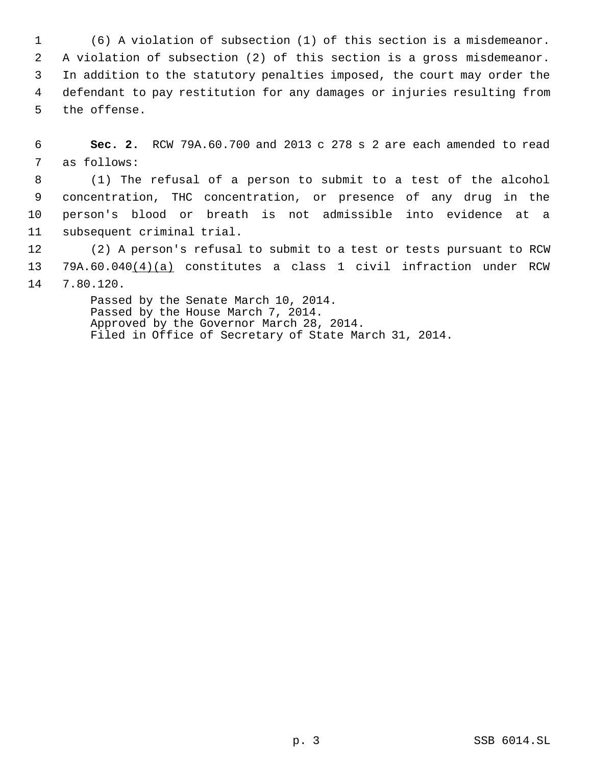(6) A violation of subsection (1) of this section is a misdemeanor. A violation of subsection (2) of this section is a gross misdemeanor. In addition to the statutory penalties imposed, the court may order the defendant to pay restitution for any damages or injuries resulting from the offense.

**Sec. 2.** RCW 79A.60.700 and 2013 c 278 s 2 are each amended to read as follows:

(1) The refusal of a person to submit to a test of the alcohol concentration, THC concentration, or presence of any drug in the person's blood or breath is not admissible into evidence at a subsequent criminal trial.

(2) A person's refusal to submit to a test or tests pursuant to RCW 79A.60.040<u>(4)(a)</u> constitutes a class 1 civil infraction under RCW 7.80.120.

Passed by the Senate March 10, 2014.
Passed by the House March 7, 2014.
Approved by the Governor March 28, 2014.
Filed in Office of Secretary of State March 31, 2014.